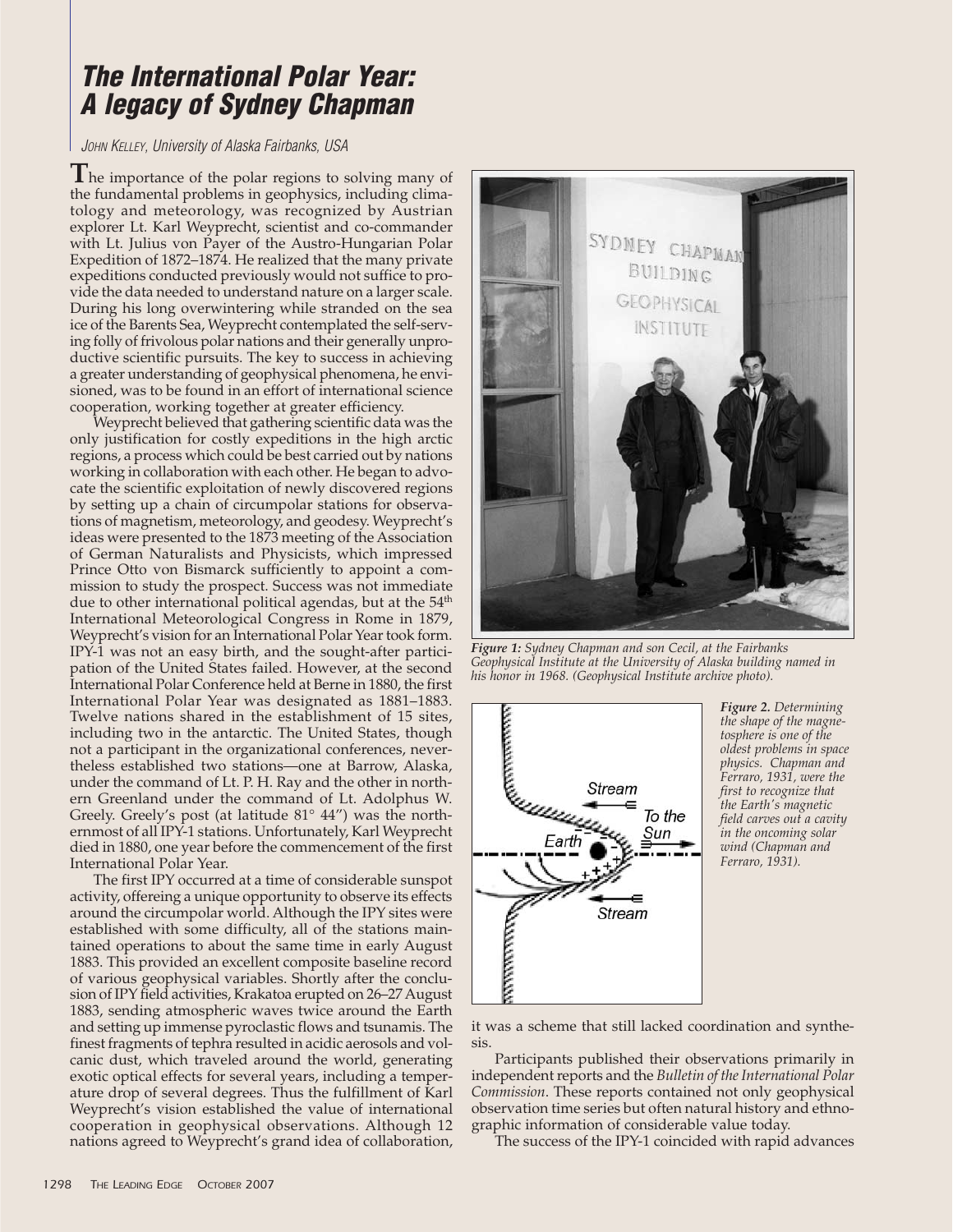# The International Polar Year: A legacy of Sydney Chapman

JOHN KELLEY, *University of Alaska Fairbanks, USA*

The importance of the polar regions to solving many of the fundamental problems in geophysics, including climatology and meteorology, was recognized by Austrian explorer Lt. Karl Weyprecht, scientist and co-commander with Lt. Julius von Payer of the Austro-Hungarian Polar Expedition of 1872–1874. He realized that the many private expeditions conducted previously would not suffice to provide the data needed to understand nature on a larger scale. During his long overwintering while stranded on the sea ice of the Barents Sea, Weyprecht contemplated the self-serving folly of frivolous polar nations and their generally unproductive scientific pursuits. The key to success in achieving a greater understanding of geophysical phenomena, he envisioned, was to be found in an effort of international science cooperation, working together at greater efficiency.

Weyprecht believed that gathering scientific data was the only justification for costly expeditions in the high arctic regions, a process which could be best carried out by nations working in collaboration with each other. He began to advocate the scientific exploitation of newly discovered regions by setting up a chain of circumpolar stations for observations of magnetism, meteorology, and geodesy. Weyprecht's ideas were presented to the 1873 meeting of the Association of German Naturalists and Physicists, which impressed Prince Otto von Bismarck sufficiently to appoint a commission to study the prospect. Success was not immediate due to other international political agendas, but at the 54th International Meteorological Congress in Rome in 1879, Weyprecht's vision for an International Polar Year took form. IPY-1 was not an easy birth, and the sought-after participation of the United States failed. However, at the second International Polar Conference held at Berne in 1880, the first International Polar Year was designated as 1881–1883. Twelve nations shared in the establishment of 15 sites, including two in the antarctic. The United States, though not a participant in the organizational conferences, nevertheless established two stations—one at Barrow, Alaska, under the command of Lt. P. H. Ray and the other in northern Greenland under the command of Lt. Adolphus W. Greely. Greely's post (at latitude 81° 44") was the northernmost of all IPY-1 stations. Unfortunately, Karl Weyprecht died in 1880, one year before the commencement of the first International Polar Year.

The first IPY occurred at a time of considerable sunspot activity, offereing a unique opportunity to observe its effects around the circumpolar world. Although the IPY sites were established with some difficulty, all of the stations maintained operations to about the same time in early August 1883. This provided an excellent composite baseline record of various geophysical variables. Shortly after the conclusion of IPY field activities, Krakatoa erupted on 26–27 August 1883, sending atmospheric waves twice around the Earth and setting up immense pyroclastic flows and tsunamis. The finest fragments of tephra resulted in acidic aerosols and volcanic dust, which traveled around the world, generating exotic optical effects for several years, including a temperature drop of several degrees. Thus the fulfillment of Karl Weyprecht's vision established the value of international cooperation in geophysical observations. Although 12 nations agreed to Weyprecht's grand idea of collaboration, it was a scheme that still lacked coordination and synthesis.

*Figure 1: Sydney Chapman and son Cecil, at the Fairbanks Geophysical Institute at the University of Alaska building named in his honor in 1968. (Geophysical Institute archive photo).*

*Figure 2. Determining the shape of the magnetosphere is one of the oldest problems in space physics. Chapman and Ferraro, 1931, were the first to recognize that the Earth's magnetic field carves out a cavity in the oncoming solar wind (Chapman and Ferraro, 1931).*

Participants published their observations primarily in independent reports and the *Bulletin of the International Polar Commission*. These reports contained not only geophysical observation time series but often natural history and ethnographic information of considerable value today.

The success of the IPY-1 coincided with rapid advances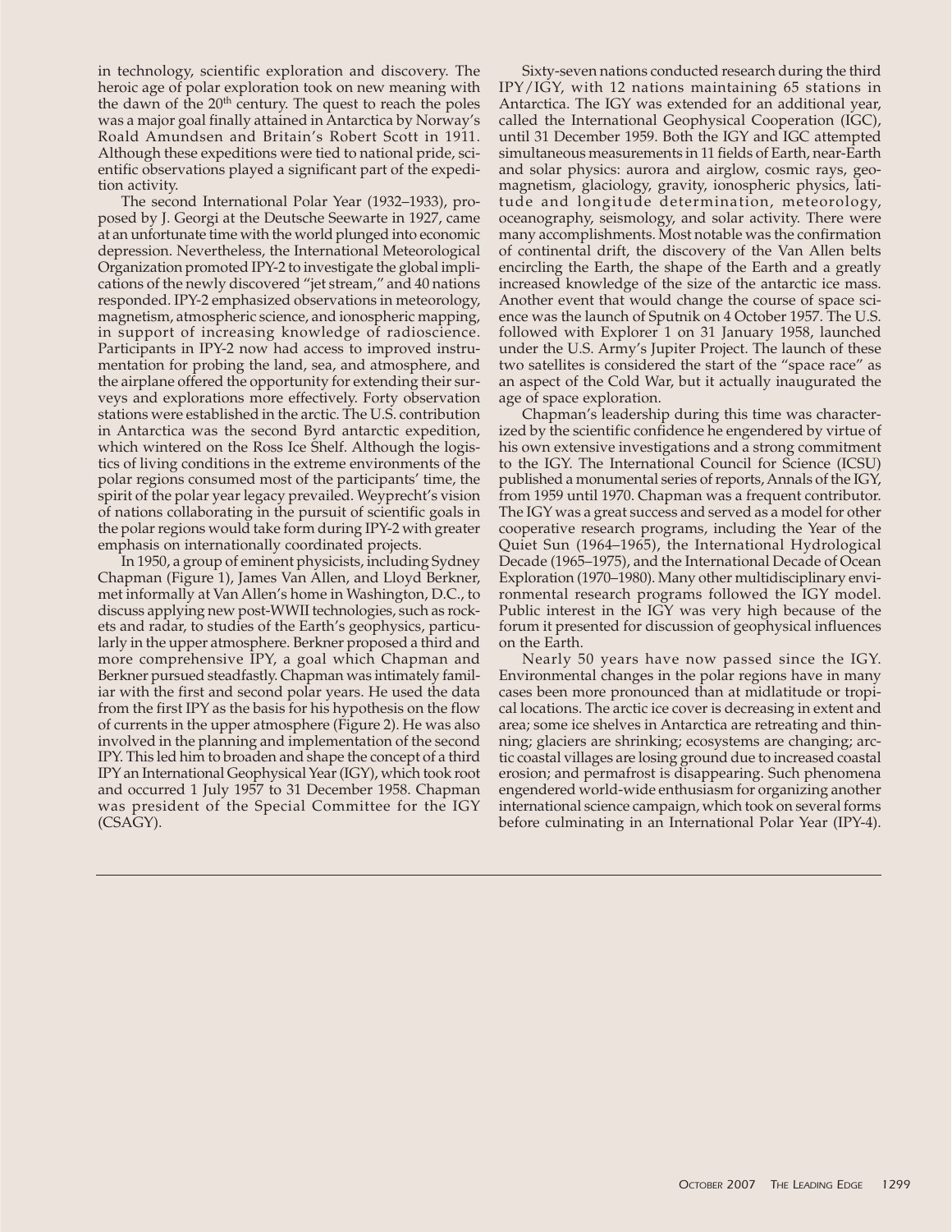in technology, scientific exploration and discovery. The heroic age of polar exploration took on new meaning with the dawn of the 20th century. The quest to reach the poles was a major goal finally attained in Antarctica by Norway's Roald Amundsen and Britain's Robert Scott in 1911. Although these expeditions were tied to national pride, scientific observations played a significant part of the expedition activity.

The second International Polar Year (1932–1933), proposed by J. Georgi at the Deutsche Seewarte in 1927, came at an unfortunate time with the world plunged into economic depression. Nevertheless, the International Meteorological Organization promoted IPY-2 to investigate the global implications of the newly discovered "jet stream," and 40 nations responded. IPY-2 emphasized observations in meteorology, magnetism, atmospheric science, and ionospheric mapping, in support of increasing knowledge of radioscience. Participants in IPY-2 now had access to improved instrumentation for probing the land, sea, and atmosphere, and the airplane offered the opportunity for extending their surveys and explorations more effectively. Forty observation stations were established in the arctic. The U.S. contribution in Antarctica was the second Byrd antarctic expedition, which wintered on the Ross Ice Shelf. Although the logistics of living conditions in the extreme environments of the polar regions consumed most of the participants' time, the spirit of the polar year legacy prevailed. Weyprecht's vision of nations collaborating in the pursuit of scientific goals in the polar regions would take form during IPY-2 with greater emphasis on internationally coordinated projects.

In 1950, a group of eminent physicists, including Sydney Chapman (Figure 1), James Van Allen, and Lloyd Berkner, met informally at Van Allen's home in Washington, D.C., to discuss applying new post-WWII technologies, such as rockets and radar, to studies of the Earth's geophysics, particularly in the upper atmosphere. Berkner proposed a third and more comprehensive IPY, a goal which Chapman and Berkner pursued steadfastly. Chapman was intimately familiar with the first and second polar years. He used the data from the first IPY as the basis for his hypothesis on the flow of currents in the upper atmosphere (Figure 2). He was also involved in the planning and implementation of the second IPY. This led him to broaden and shape the concept of a third IPY an International Geophysical Year (IGY), which took root and occurred 1 July 1957 to 31 December 1958. Chapman was president of the Special Committee for the IGY (CSAGY).

Sixty-seven nations conducted research during the third IPY/IGY, with 12 nations maintaining 65 stations in Antarctica. The IGY was extended for an additional year, called the International Geophysical Cooperation (IGC), until 31 December 1959. Both the IGY and IGC attempted simultaneous measurements in 11 fields of Earth, near-Earth and solar physics: aurora and airglow, cosmic rays, geomagnetism, glaciology, gravity, ionospheric physics, latitude and longitude determination, meteorology, oceanography, seismology, and solar activity. There were many accomplishments. Most notable was the confirmation of continental drift, the discovery of the Van Allen belts encircling the Earth, the shape of the Earth and a greatly increased knowledge of the size of the antarctic ice mass. Another event that would change the course of space science was the launch of Sputnik on 4 October 1957. The U.S. followed with Explorer 1 on 31 January 1958, launched under the U.S. Army's Jupiter Project. The launch of these two satellites is considered the start of the "space race" as an aspect of the Cold War, but it actually inaugurated the age of space exploration.

Chapman's leadership during this time was characterized by the scientific confidence he engendered by virtue of his own extensive investigations and a strong commitment to the IGY. The International Council for Science (ICSU) published a monumental series of reports, Annals of the IGY, from 1959 until 1970. Chapman was a frequent contributor. The IGY was a great success and served as a model for other cooperative research programs, including the Year of the Quiet Sun (1964–1965), the International Hydrological Decade (1965–1975), and the International Decade of Ocean Exploration (1970–1980). Many other multidisciplinary environmental research programs followed the IGY model. Public interest in the IGY was very high because of the forum it presented for discussion of geophysical influences on the Earth.

Nearly 50 years have now passed since the IGY. Environmental changes in the polar regions have in many cases been more pronounced than at midlatitude or tropical locations. The arctic ice cover is decreasing in extent and area; some ice shelves in Antarctica are retreating and thinning; glaciers are shrinking; ecosystems are changing; arctic coastal villages are losing ground due to increased coastal erosion; and permafrost is disappearing. Such phenomena engendered world-wide enthusiasm for organizing another international science campaign, which took on several forms before culminating in an International Polar Year (IPY-4).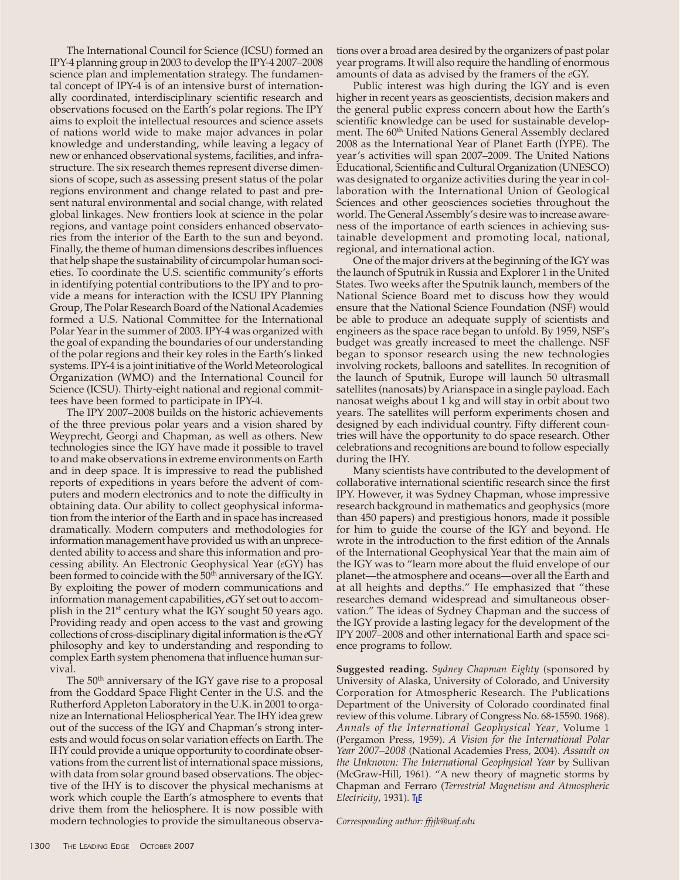The International Council for Science (ICSU) formed an IPY-4 planning group in 2003 to develop the IPY-4 2007–2008 science plan and implementation strategy. The fundamental concept of IPY-4 is of an intensive burst of internationally coordinated, interdisciplinary scientific research and observations focused on the Earth's polar regions. The IPY aims to exploit the intellectual resources and science assets of nations world wide to make major advances in polar knowledge and understanding, while leaving a legacy of new or enhanced observational systems, facilities, and infrastructure. The six research themes represent diverse dimensions of scope, such as assessing present status of the polar regions environment and change related to past and present natural environmental and social change, with related global linkages. New frontiers look at science in the polar regions, and vantage point considers enhanced observatories from the interior of the Earth to the sun and beyond. Finally, the theme of human dimensions describes influences that help shape the sustainability of circumpolar human societies. To coordinate the U.S. scientific community's efforts in identifying potential contributions to the IPY and to provide a means for interaction with the ICSU IPY Planning Group, The Polar Research Board of the National Academies formed a U.S. National Committee for the International Polar Year in the summer of 2003. IPY-4 was organized with the goal of expanding the boundaries of our understanding of the polar regions and their key roles in the Earth's linked systems. IPY-4 is a joint initiative of the World Meteorological Organization (WMO) and the International Council for Science (ICSU). Thirty-eight national and regional committees have been formed to participate in IPY-4.

The IPY 2007–2008 builds on the historic achievements of the three previous polar years and a vision shared by Weyprecht, Georgi and Chapman, as well as others. New technologies since the IGY have made it possible to travel to and make observations in extreme environments on Earth and in deep space. It is impressive to read the published reports of expeditions in years before the advent of computers and modern electronics and to note the difficulty in obtaining data. Our ability to collect geophysical information from the interior of the Earth and in space has increased dramatically. Modern computers and methodologies for information management have provided us with an unprecedented ability to access and share this information and processing ability. An Electronic Geophysical Year (*e*GY) has been formed to coincide with the 50th anniversary of the IGY. By exploiting the power of modern communications and information management capabilities, *e*GY set out to accomplish in the 21st century what the IGY sought 50 years ago. Providing ready and open access to the vast and growing collections of cross-disciplinary digital information is the *e*GY philosophy and key to understanding and responding to complex Earth system phenomena that influence human survival.

The 50th anniversary of the IGY gave rise to a proposal from the Goddard Space Flight Center in the U.S. and the Rutherford Appleton Laboratory in the U.K. in 2001 to organize an International Heliospherical Year. The IHY idea grew out of the success of the IGY and Chapman's strong interests and would focus on solar variation effects on Earth. The IHY could provide a unique opportunity to coordinate observations from the current list of international space missions, with data from solar ground based observations. The objective of the IHY is to discover the physical mechanisms at work which couple the Earth's atmosphere to events that drive them from the heliosphere. It is now possible with modern technologies to provide the simultaneous observations over a broad area desired by the organizers of past polar year programs. It will also require the handling of enormous amounts of data as advised by the framers of the *e*GY.

Public interest was high during the IGY and is even higher in recent years as geoscientists, decision makers and the general public express concern about how the Earth's scientific knowledge can be used for sustainable development. The 60th United Nations General Assembly declared 2008 as the International Year of Planet Earth (IYPE). The year's activities will span 2007–2009. The United Nations Educational, Scientific and Cultural Organization (UNESCO) was designated to organize activities during the year in collaboration with the International Union of Geological Sciences and other geosciences societies throughout the world. The General Assembly's desire was to increase awareness of the importance of earth sciences in achieving sustainable development and promoting local, national, regional, and international action.

One of the major drivers at the beginning of the IGY was the launch of Sputnik in Russia and Explorer 1 in the United States. Two weeks after the Sputnik launch, members of the National Science Board met to discuss how they would ensure that the National Science Foundation (NSF) would be able to produce an adequate supply of scientists and engineers as the space race began to unfold. By 1959, NSF's budget was greatly increased to meet the challenge. NSF began to sponsor research using the new technologies involving rockets, balloons and satellites. In recognition of the launch of Sputnik, Europe will launch 50 ultrasmall satellites (nanosats) by Arianspace in a single payload. Each nanosat weighs about 1 kg and will stay in orbit about two years. The satellites will perform experiments chosen and designed by each individual country. Fifty different countries will have the opportunity to do space research. Other celebrations and recognitions are bound to follow especially during the IHY.

Many scientists have contributed to the development of collaborative international scientific research since the first IPY. However, it was Sydney Chapman, whose impressive research background in mathematics and geophysics (more than 450 papers) and prestigious honors, made it possible for him to guide the course of the IGY and beyond. He wrote in the introduction to the first edition of the Annals of the International Geophysical Year that the main aim of the IGY was to "learn more about the fluid envelope of our planet—the atmosphere and oceans—over all the Earth and at all heights and depths." He emphasized that "these researches demand widespread and simultaneous observation." The ideas of Sydney Chapman and the success of the IGY provide a lasting legacy for the development of the IPY 2007–2008 and other international Earth and space science programs to follow.

**Suggested reading.** *Sydney Chapman Eighty* (sponsored by University of Alaska, University of Colorado, and University Corporation for Atmospheric Research. The Publications Department of the University of Colorado coordinated final review of this volume. Library of Congress No. 68-15590. 1968). *Annals of the International Geophysical Year*, Volume 1 (Pergamon Press, 1959). *A Vision for the International Polar Year 2007–2008* (National Academies Press, 2004). *Assault on the Unknown: The International Geophysical Year* by Sullivan (McGraw-Hill, 1961). "A new theory of magnetic storms by Chapman and Ferraro (*Terrestrial Magnetism and Atmospheric Electricity*, 1931). TLE

*Corresponding author: fffjk@uaf.edu*